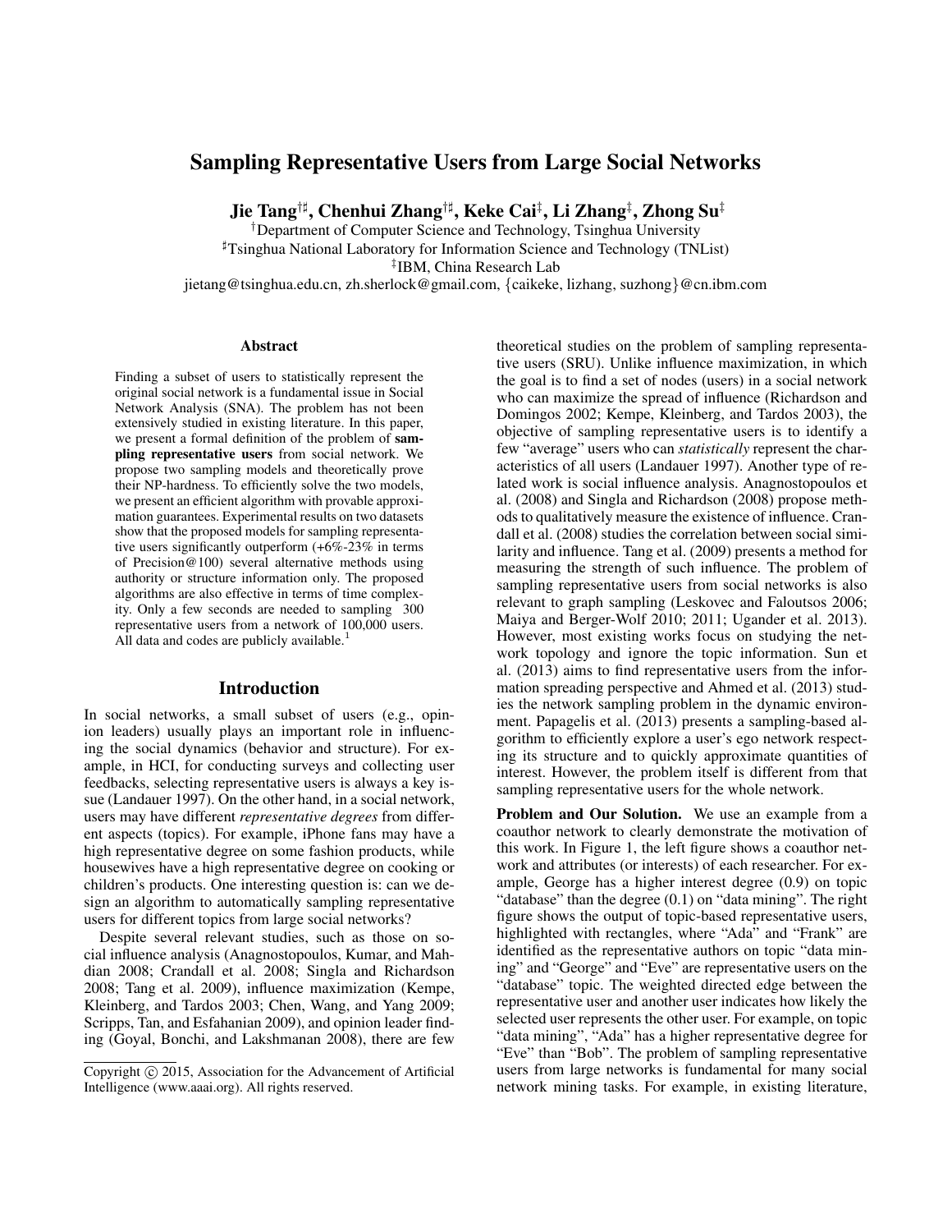# Sampling Representative Users from Large Social Networks

**Jie Tang[†♯], Chenhui Zhang[†♯], Keke Cai[‡], Li Zhang[‡], Zhong Su[‡]**

[†]Department of Computer Science and Technology, Tsinghua University
[♯]Tsinghua National Laboratory for Information Science and Technology (TNList)
[‡]IBM, China Research Lab
jietang@tsinghua.edu.cn, zh.sherlock@gmail.com, {caikeke, lizhang, suzhong}@cn.ibm.com

## Abstract

Finding a subset of users to statistically represent the original social network is a fundamental issue in Social Network Analysis (SNA). The problem has not been extensively studied in existing literature. In this paper, we present a formal definition of the problem of **sampling representative users** from social network. We propose two sampling models and theoretically prove their NP-hardness. To efficiently solve the two models, we present an efficient algorithm with provable approximation guarantees. Experimental results on two datasets show that the proposed models for sampling representative users significantly outperform (+6%-23% in terms of Precision@100) several alternative methods using authority or structure information only. The proposed algorithms are also effective in terms of time complexity. Only a few seconds are needed to sampling 300 representative users from a network of 100,000 users. All data and codes are publicly available.[1]

## Introduction

In social networks, a small subset of users (e.g., opinion leaders) usually plays an important role in influencing the social dynamics (behavior and structure). For example, in HCI, for conducting surveys and collecting user feedbacks, selecting representative users is always a key issue (Landauer 1997). On the other hand, in a social network, users may have different *representative degrees* from different aspects (topics). For example, iPhone fans may have a high representative degree on some fashion products, while housewives have a high representative degree on cooking or children's products. One interesting question is: can we design an algorithm to automatically sampling representative users for different topics from large social networks?

Despite several relevant studies, such as those on social influence analysis (Anagnostopoulos, Kumar, and Mahdian 2008; Crandall et al. 2008; Singla and Richardson 2008; Tang et al. 2009), influence maximization (Kempe, Kleinberg, and Tardos 2003; Chen, Wang, and Yang 2009; Scripps, Tan, and Esfahanian 2009), and opinion leader finding (Goyal, Bonchi, and Lakshmanan 2008), there are few theoretical studies on the problem of sampling representative users (SRU). Unlike influence maximization, in which the goal is to find a set of nodes (users) in a social network who can maximize the spread of influence (Richardson and Domingos 2002; Kempe, Kleinberg, and Tardos 2003), the objective of sampling representative users is to identify a few "average" users who can *statistically* represent the characteristics of all users (Landauer 1997). Another type of related work is social influence analysis. Anagnostopoulos et al. (2008) and Singla and Richardson (2008) propose methods to qualitatively measure the existence of influence. Crandall et al. (2008) studies the correlation between social similarity and influence. Tang et al. (2009) presents a method for measuring the strength of such influence. The problem of sampling representative users from social networks is also relevant to graph sampling (Leskovec and Faloutsos 2006; Maiya and Berger-Wolf 2010; 2011; Ugander et al. 2013). However, most existing works focus on studying the network topology and ignore the topic information. Sun et al. (2013) aims to find representative users from the information spreading perspective and Ahmed et al. (2013) studies the network sampling problem in the dynamic environment. Papagelis et al. (2013) presents a sampling-based algorithm to efficiently explore a user's ego network respecting its structure and to quickly approximate quantities of interest. However, the problem itself is different from that sampling representative users for the whole network.

**Problem and Our Solution.** We use an example from a coauthor network to clearly demonstrate the motivation of this work. In Figure 1, the left figure shows a coauthor network and attributes (or interests) of each researcher. For example, George has a higher interest degree (0.9) on topic "database" than the degree (0.1) on "data mining". The right figure shows the output of topic-based representative users, highlighted with rectangles, where "Ada" and "Frank" are identified as the representative authors on topic "data mining" and "George" and "Eve" are representative users on the "database" topic. The weighted directed edge between the representative user and another user indicates how likely the selected user represents the other user. For example, on topic "data mining", "Ada" has a higher representative degree for "Eve" than "Bob". The problem of sampling representative users from large networks is fundamental for many social network mining tasks. For example, in existing literature,

Copyright © 2015, Association for the Advancement of Artificial Intelligence (www.aaai.org). All rights reserved.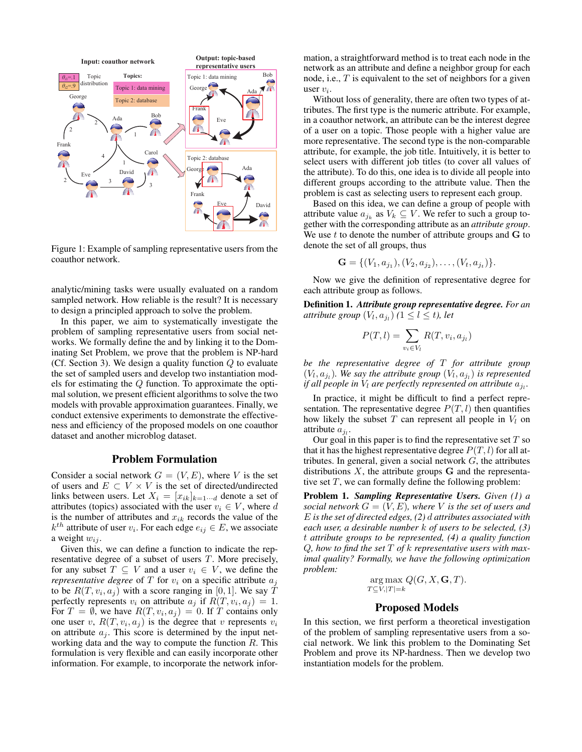Figure 1: Example of sampling representative users from the coauthor network.

analytic/mining tasks were usually evaluated on a random sampled network. How reliable is the result? It is necessary to design a principled approach to solve the problem.

In this paper, we aim to systematically investigate the problem of sampling representative users from social networks. We formally define the and by linking it to the Dominating Set Problem, we prove that the problem is NP-hard (Cf. Section 3). We design a quality function $Q$ to evaluate the set of sampled users and develop two instantiation models for estimating the $Q$ function. To approximate the optimal solution, we present efficient algorithms to solve the two models with provable approximation guarantees. Finally, we conduct extensive experiments to demonstrate the effectiveness and efficiency of the proposed models on one coauthor dataset and another microblog dataset.

## Problem Formulation

Consider a social network $G = (V, E)$, where $V$ is the set of users and $E \subset V \times V$ is the set of directed/undirected links between users. Let $X_i = [x_{ik}]_{k=1\cdots d}$ denote a set of attributes (topics) associated with the user $v_i \in V$, where $d$ is the number of attributes and $x_{ik}$ records the value of the $k^{th}$ attribute of user $v_i$. For each edge $e_{ij} \in E$, we associate a weight $w_{ij}$.

Given this, we can define a function to indicate the representative degree of a subset of users $T$. More precisely, for any subset $T \subseteq V$ and a user $v_i \in V$, we define the *representative degree* of $T$ for $v_i$ on a specific attribute $a_j$ to be $R(T, v_i, a_j)$ with a score ranging in $[0, 1]$. We say $T$ perfectly represents $v_i$ on attribute $a_j$ if $R(T, v_i, a_j) = 1$. For $T = \emptyset$, we have $R(T, v_i, a_j) = 0$. If $T$ contains only one user $v$, $R(T, v_i, a_j)$ is the degree that $v$ represents $v_i$ on attribute $a_j$. This score is determined by the input networking data and the way to compute the function $R$. This formulation is very flexible and can easily incorporate other information. For example, to incorporate the network information, a straightforward method is to treat each node in the network as an attribute and define a neighbor group for each node, i.e., $T$ is equivalent to the set of neighbors for a given user $v_i$.

Without loss of generality, there are often two types of attributes. The first type is the numeric attribute. For example, in a coauthor network, an attribute can be the interest degree of a user on a topic. Those people with a higher value are more representative. The second type is the non-comparable attribute, for example, the job title. Intuitively, it is better to select users with different job titles (to cover all values of the attribute). To do this, one idea is to divide all people into different groups according to the attribute value. Then the problem is cast as selecting users to represent each group.

Based on this idea, we can define a group of people with attribute value $a_{j_k}$ as $V_k \subseteq V$. We refer to such a group together with the corresponding attribute as an *attribute group*. We use $t$ to denote the number of attribute groups and $\mathbf{G}$ to denote the set of all groups, thus

$$\mathbf{G} = \{(V_1, a_{j_1}), (V_2, a_{j_2}), \ldots, (V_t, a_{j_t})\}.$$

Now we give the definition of representative degree for each attribute group as follows.

**Definition 1.** ***Attribute group representative degree.*** *For an attribute group* $(V_l, a_{j_l})$ $(1 \leq l \leq t)$*, let*

$$P(T, l) = \sum_{v_i \in V_l} R(T, v_i, a_{j_l})$$

*be the representative degree of* $T$ *for attribute group* $(V_l, a_{j_l})$*. We say the attribute group* $(V_l, a_{j_l})$ *is represented if all people in* $V_l$ *are perfectly represented on attribute* $a_{j_l}$*.*

In practice, it might be difficult to find a perfect representation. The representative degree $P(T, l)$ then quantifies how likely the subset $T$ can represent all people in $V_l$ on attribute $a_{j_l}$.

Our goal in this paper is to find the representative set $T$ so that it has the highest representative degree $P(T, l)$ for all attributes. In general, given a social network $G$, the attributes distributions $X$, the attribute groups $\mathbf{G}$ and the representative set $T$, we can formally define the following problem:

**Problem 1.** ***Sampling Representative Users.*** *Given (1) a social network* $G = (V, E)$*, where* $V$ *is the set of users and* $E$ *is the set of directed edges, (2)* $d$ *attributes associated with each user, a desirable number* $k$ *of users to be selected, (3)* $t$ *attribute groups to be represented, (4) a quality function* $Q$*, how to find the set* $T$ *of* $k$ *representative users with maximal quality? Formally, we have the following optimization problem:*

$$\arg\max_{T \subseteq V, |T|=k} Q(G, X, \mathbf{G}, T).$$

## Proposed Models

In this section, we first perform a theoretical investigation of the problem of sampling representative users from a social network. We link this problem to the Dominating Set Problem and prove its NP-hardness. Then we develop two instantiation models for the problem.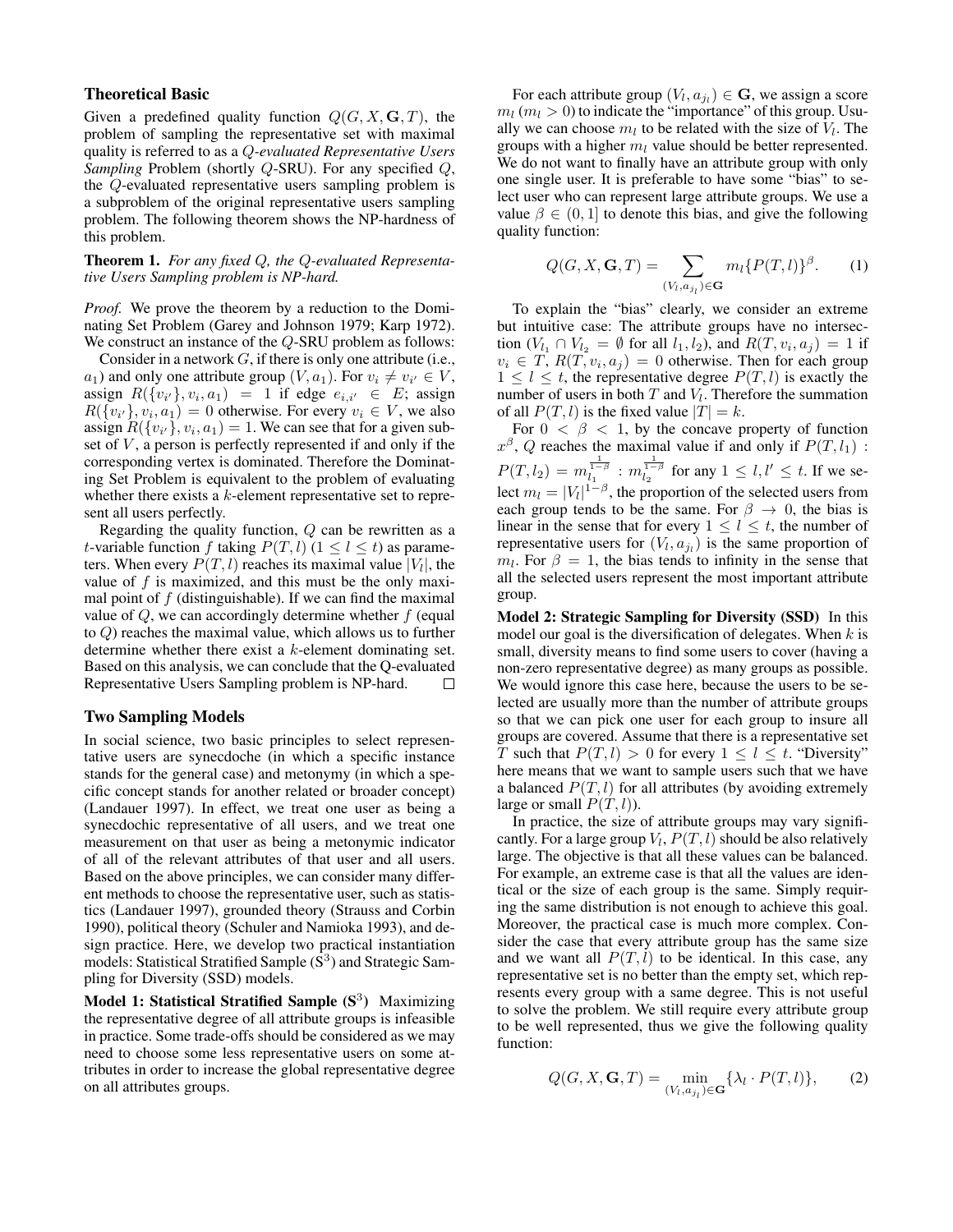### Theoretical Basic

Given a predefined quality function $Q(G, X, \mathbf{G}, T)$, the problem of sampling the representative set with maximal quality is referred to as a *Q-evaluated Representative Users Sampling* Problem (shortly $Q$-SRU). For any specified $Q$, the $Q$-evaluated representative users sampling problem is a subproblem of the original representative users sampling problem. The following theorem shows the NP-hardness of this problem.

**Theorem 1.** *For any fixed $Q$, the $Q$-evaluated Representative Users Sampling problem is NP-hard.*

*Proof.* We prove the theorem by a reduction to the Dominating Set Problem (Garey and Johnson 1979; Karp 1972). We construct an instance of the $Q$-SRU problem as follows:

Consider in a network $G$, if there is only one attribute (i.e., $a_1$) and only one attribute group $(V, a_1)$. For $v_i \neq v_{i'} \in V$, assign $R(\{v_{i'}\}, v_i, a_1) = 1$ if edge $e_{i,i'} \in E$; assign $R(\{v_{i'}\}, v_i, a_1) = 0$ otherwise. For every $v_i \in V$, we also assign $R(\{v_{i'}\}, v_i, a_1) = 1$. We can see that for a given subset of $V$, a person is perfectly represented if and only if the corresponding vertex is dominated. Therefore the Dominating Set Problem is equivalent to the problem of evaluating whether there exists a $k$-element representative set to represent all users perfectly.

Regarding the quality function, $Q$ can be rewritten as a $t$-variable function $f$ taking $P(T, l)$ $(1 \leq l \leq t)$ as parameters. When every $P(T, l)$ reaches its maximal value $|V_l|$, the value of $f$ is maximized, and this must be the only maximal point of $f$ (distinguishable). If we can find the maximal value of $Q$, we can accordingly determine whether $f$ (equal to $Q$) reaches the maximal value, which allows us to further determine whether there exist a $k$-element dominating set. Based on this analysis, we can conclude that the Q-evaluated Representative Users Sampling problem is NP-hard. □

### Two Sampling Models

In social science, two basic principles to select representative users are synecdoche (in which a specific instance stands for the general case) and metonymy (in which a specific concept stands for another related or broader concept) (Landauer 1997). In effect, we treat one user as being a synecdochic representative of all users, and we treat one measurement on that user as being a metonymic indicator of all of the relevant attributes of that user and all users. Based on the above principles, we can consider many different methods to choose the representative user, such as statistics (Landauer 1997), grounded theory (Strauss and Corbin 1990), political theory (Schuler and Namioka 1993), and design practice. Here, we develop two practical instantiation models: Statistical Stratified Sample ($\mathrm{S}^3$) and Strategic Sampling for Diversity (SSD) models.

**Model 1: Statistical Stratified Sample ($\mathbf{S}^3$)** Maximizing the representative degree of all attribute groups is infeasible in practice. Some trade-offs should be considered as we may need to choose some less representative users on some attributes in order to increase the global representative degree on all attributes groups.

For each attribute group $(V_l, a_{j_l}) \in \mathbf{G}$, we assign a score $m_l$ $(m_l > 0)$ to indicate the "importance" of this group. Usually we can choose $m_l$ to be related with the size of $V_l$. The groups with a higher $m_l$ value should be better represented. We do not want to finally have an attribute group with only one single user. It is preferable to have some "bias" to select user who can represent large attribute groups. We use a value $\beta \in (0, 1]$ to denote this bias, and give the following quality function:

$$Q(G, X, \mathbf{G}, T) = \sum_{(V_l, a_{j_l}) \in \mathbf{G}} m_l \{P(T, l)\}^{\beta}. \tag{1}$$

To explain the "bias" clearly, we consider an extreme but intuitive case: The attribute groups have no intersection ($V_{l_1} \cap V_{l_2} = \emptyset$ for all $l_1, l_2$), and $R(T, v_i, a_j) = 1$ if $v_i \in T$, $R(T, v_i, a_j) = 0$ otherwise. Then for each group $1 \leq l \leq t$, the representative degree $P(T, l)$ is exactly the number of users in both $T$ and $V_l$. Therefore the summation of all $P(T, l)$ is the fixed value $|T| = k$.

For $0 < \beta < 1$, by the concave property of function $x^{\beta}$, $Q$ reaches the maximal value if and only if $P(T, l_1) : P(T, l_2) = m_{l_1}^{\frac{1}{1-\beta}} : m_{l_2}^{\frac{1}{1-\beta}}$ for any $1 \leq l, l' \leq t$. If we select $m_l = |V_l|^{1-\beta}$, the proportion of the selected users from each group tends to be the same. For $\beta \to 0$, the bias is linear in the sense that for every $1 \leq l \leq t$, the number of representative users for $(V_l, a_{j_l})$ is the same proportion of $m_l$. For $\beta = 1$, the bias tends to infinity in the sense that all the selected users represent the most important attribute group.

**Model 2: Strategic Sampling for Diversity (SSD)** In this model our goal is the diversification of delegates. When $k$ is small, diversity means to find some users to cover (having a non-zero representative degree) as many groups as possible. We would ignore this case here, because the users to be selected are usually more than the number of attribute groups so that we can pick one user for each group to insure all groups are covered. Assume that there is a representative set $T$ such that $P(T, l) > 0$ for every $1 \leq l \leq t$. "Diversity" here means that we want to sample users such that we have a balanced $P(T, l)$ for all attributes (by avoiding extremely large or small $P(T, l)$).

In practice, the size of attribute groups may vary significantly. For a large group $V_l$, $P(T, l)$ should be also relatively large. The objective is that all these values can be balanced. For example, an extreme case is that all the values are identical or the size of each group is the same. Simply requiring the same distribution is not enough to achieve this goal. Moreover, the practical case is much more complex. Consider the case that every attribute group has the same size and we want all $P(T, l)$ to be identical. In this case, any representative set is no better than the empty set, which represents every group with a same degree. This is not useful to solve the problem. We still require every attribute group to be well represented, thus we give the following quality function:

$$Q(G, X, \mathbf{G}, T) = \min_{(V_l, a_{j_l}) \in \mathbf{G}} \{\lambda_l \cdot P(T, l)\}, \tag{2}$$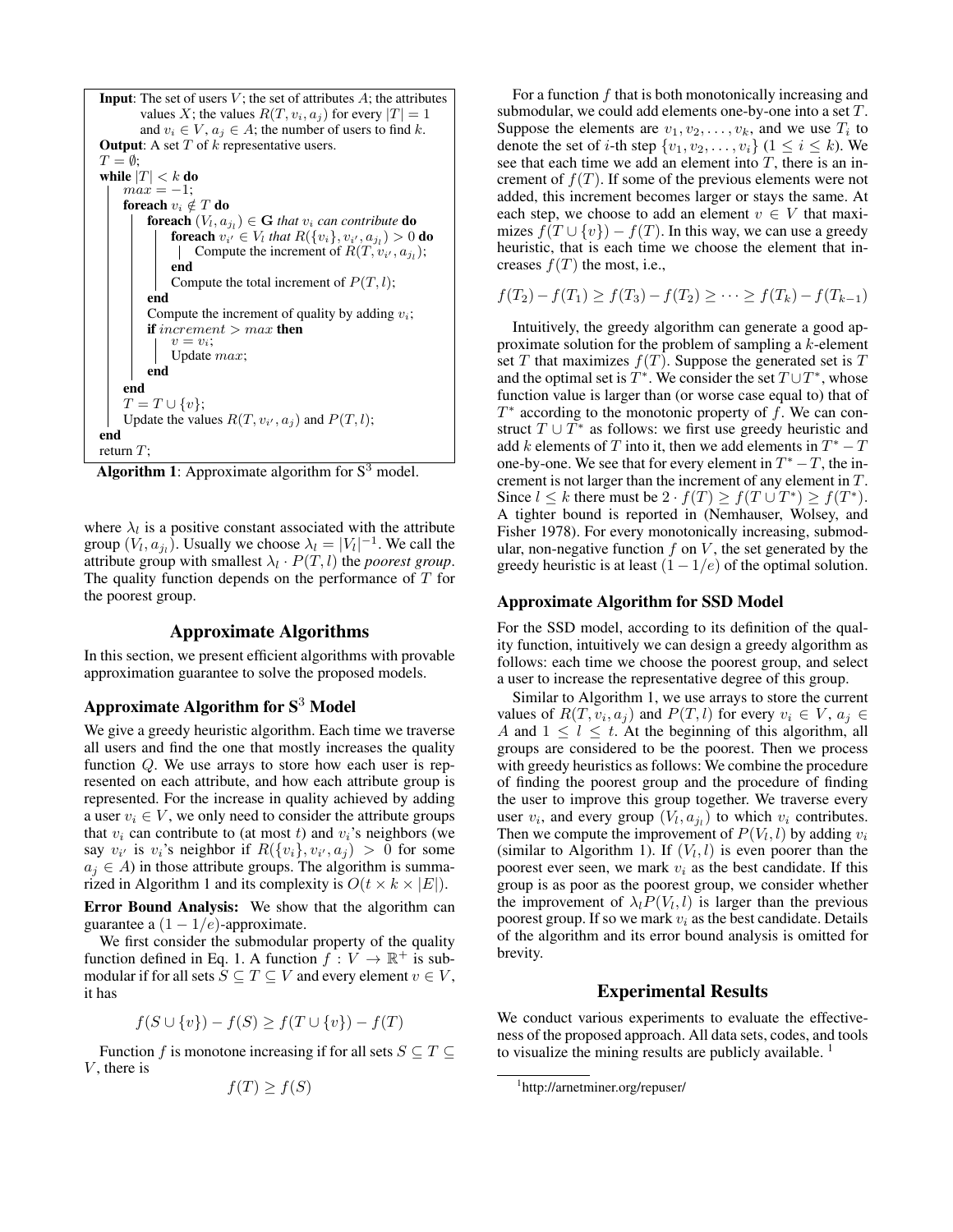```
Input: The set of users V; the set of attributes A; the attributes
       values X; the values R(T, v_i, a_j) for every |T| = 1
       and v_i ∈ V, a_j ∈ A; the number of users to find k.
Output: A set T of k representative users.
T = ∅;
while |T| < k do
    max = −1;
    foreach v_i ∉ T do
        foreach (V_l, a_{j_l}) ∈ G that v_i can contribute do
            foreach v_{i'} ∈ V_l that R({v_i}, v_{i'}, a_{j_l}) > 0 do
                Compute the increment of R(T, v_{i'}, a_{j_l});
            end
            Compute the total increment of P(T, l);
        end
        Compute the increment of quality by adding v_i;
        if increment > max then
            v = v_i;
            Update max;
        end
    end
    T = T ∪ {v};
    Update the values R(T, v_{i'}, a_j) and P(T, l);
end
return T;
```

**Algorithm 1**: Approximate algorithm for S$^3$ model.

where $\lambda_l$ is a positive constant associated with the attribute group $(V_l, a_{j_l})$. Usually we choose $\lambda_l = |V_l|^{-1}$. We call the attribute group with smallest $\lambda_l \cdot P(T, l)$ the *poorest group*. The quality function depends on the performance of $T$ for the poorest group.

## Approximate Algorithms

In this section, we present efficient algorithms with provable approximation guarantee to solve the proposed models.

### Approximate Algorithm for S$^3$ Model

We give a greedy heuristic algorithm. Each time we traverse all users and find the one that mostly increases the quality function $Q$. We use arrays to store how each user is represented on each attribute, and how each attribute group is represented. For the increase in quality achieved by adding a user $v_i \in V$, we only need to consider the attribute groups that $v_i$ can contribute to (at most $t$) and $v_i$'s neighbors (we say $v_{i'}$ is $v_i$'s neighbor if $R(\{v_i\}, v_{i'}, a_j) > 0$ for some $a_j \in A$) in those attribute groups. The algorithm is summarized in Algorithm 1 and its complexity is $O(t \times k \times |E|)$.

**Error Bound Analysis:** We show that the algorithm can guarantee a $(1 - 1/e)$-approximate.

We first consider the submodular property of the quality function defined in Eq. 1. A function $f : V \to \mathbb{R}^+$ is submodular if for all sets $S \subseteq T \subseteq V$ and every element $v \in V$, it has

$$f(S \cup \{v\}) - f(S) \geq f(T \cup \{v\}) - f(T)$$

Function $f$ is monotone increasing if for all sets $S \subseteq T \subseteq V$, there is

$$f(T) \geq f(S)$$

For a function $f$ that is both monotonically increasing and submodular, we could add elements one-by-one into a set $T$. Suppose the elements are $v_1, v_2, \ldots, v_k$, and we use $T_i$ to denote the set of $i$-th step $\{v_1, v_2, \ldots, v_i\}$ $(1 \leq i \leq k)$. We see that each time we add an element into $T$, there is an increment of $f(T)$. If some of the previous elements were not added, this increment becomes larger or stays the same. At each step, we choose to add an element $v \in V$ that maximizes $f(T \cup \{v\}) - f(T)$. In this way, we can use a greedy heuristic, that is each time we choose the element that increases $f(T)$ the most, i.e.,

$$f(T_2) - f(T_1) \geq f(T_3) - f(T_2) \geq \cdots \geq f(T_k) - f(T_{k-1})$$

Intuitively, the greedy algorithm can generate a good approximate solution for the problem of sampling a $k$-element set $T$ that maximizes $f(T)$. Suppose the generated set is $T$ and the optimal set is $T^*$. We consider the set $T \cup T^*$, whose function value is larger than (or worse case equal to) that of $T^*$ according to the monotonic property of $f$. We can construct $T \cup T^*$ as follows: we first use greedy heuristic and add $k$ elements of $T$ into it, then we add elements in $T^* - T$ one-by-one. We see that for every element in $T^* - T$, the increment is not larger than the increment of any element in $T$. Since $l \leq k$ there must be $2 \cdot f(T) \geq f(T \cup T^*) \geq f(T^*)$. A tighter bound is reported in (Nemhauser, Wolsey, and Fisher 1978). For every monotonically increasing, submodular, non-negative function $f$ on $V$, the set generated by the greedy heuristic is at least $(1 - 1/e)$ of the optimal solution.

### Approximate Algorithm for SSD Model

For the SSD model, according to its definition of the quality function, intuitively we can design a greedy algorithm as follows: each time we choose the poorest group, and select a user to increase the representative degree of this group.

Similar to Algorithm 1, we use arrays to store the current values of $R(T, v_i, a_j)$ and $P(T, l)$ for every $v_i \in V$, $a_j \in A$ and $1 \leq l \leq t$. At the beginning of this algorithm, all groups are considered to be the poorest. Then we process with greedy heuristics as follows: We combine the procedure of finding the poorest group and the procedure of finding the user to improve this group together. We traverse every user $v_i$, and every group $(V_l, a_{j_l})$ to which $v_i$ contributes. Then we compute the improvement of $P(V_l, l)$ by adding $v_i$ (similar to Algorithm 1). If $(V_l, l)$ is even poorer than the poorest ever seen, we mark $v_i$ as the best candidate. If this group is as poor as the poorest group, we consider whether the improvement of $\lambda_l P(V_l, l)$ is larger than the previous poorest group. If so we mark $v_i$ as the best candidate. Details of the algorithm and its error bound analysis is omitted for brevity.

## Experimental Results

We conduct various experiments to evaluate the effectiveness of the proposed approach. All data sets, codes, and tools to visualize the mining results are publicly available. [1]

[1] http://arnetminer.org/repuser/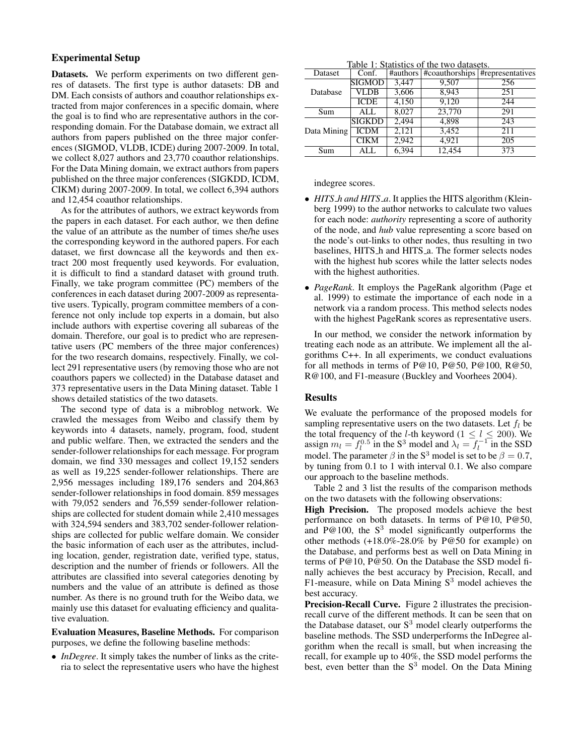## Experimental Setup

**Datasets.** We perform experiments on two different genres of datasets. The first type is author datasets: DB and DM. Each consists of authors and coauthor relationships extracted from major conferences in a specific domain, where the goal is to find who are representative authors in the corresponding domain. For the Database domain, we extract all authors from papers published on the three major conferences (SIGMOD, VLDB, ICDE) during 2007-2009. In total, we collect 8,027 authors and 23,770 coauthor relationships. For the Data Mining domain, we extract authors from papers published on the three major conferences (SIGKDD, ICDM, CIKM) during 2007-2009. In total, we collect 6,394 authors and 12,454 coauthor relationships.

As for the attributes of authors, we extract keywords from the papers in each dataset. For each author, we then define the value of an attribute as the number of times she/he uses the corresponding keyword in the authored papers. For each dataset, we first downcase all the keywords and then extract 200 most frequently used keywords. For evaluation, it is difficult to find a standard dataset with ground truth. Finally, we take program committee (PC) members of the conferences in each dataset during 2007-2009 as representative users. Typically, program committee members of a conference not only include top experts in a domain, but also include authors with expertise covering all subareas of the domain. Therefore, our goal is to predict who are representative users (PC members of the three major conferences) for the two research domains, respectively. Finally, we collect 291 representative users (by removing those who are not coauthors papers we collected) in the Database dataset and 373 representative users in the Data Mining dataset. Table 1 shows detailed statistics of the two datasets.

Table 1: Statistics of the two datasets.

| Dataset | Conf. | #authors | #coauthorships | #representatives |
|---|---|---|---|---|
| Database | SIGMOD | 3,447 | 9,507 | 256 |
| | VLDB | 3,606 | 8,943 | 251 |
| | ICDE | 4,150 | 9,120 | 244 |
| Sum | ALL | 8,027 | 23,770 | 291 |
| Data Mining | SIGKDD | 2,494 | 4,898 | 243 |
| | ICDM | 2,121 | 3,452 | 211 |
| | CIKM | 2,942 | 4,921 | 205 |
| Sum | ALL | 6,394 | 12,454 | 373 |

The second type of data is a mibroblog network. We crawled the messages from Weibo and classify them by keywords into 4 datasets, namely, program, food, student and public welfare. Then, we extracted the senders and the sender-follower relationships for each message. For program domain, we find 330 messages and collect 19,152 senders as well as 19,225 sender-follower relationships. There are 2,956 messages including 189,176 senders and 204,863 sender-follower relationships in food domain. 859 messages with 79,052 senders and 76,559 sender-follower relationships are collected for student domain while 2,410 messages with 324,594 senders and 383,702 sender-follower relationships are collected for public welfare domain. We consider the basic information of each user as the attributes, including location, gender, registration date, verified type, status, description and the number of friends or followers. All the attributes are classified into several categories denoting by numbers and the value of an attribute is defined as those number. As there is no ground truth for the Weibo data, we mainly use this dataset for evaluating efficiency and qualitative evaluation.

**Evaluation Measures, Baseline Methods.** For comparison purposes, we define the following baseline methods:

- *InDegree*. It simply takes the number of links as the criteria to select the representative users who have the highest indegree scores.
- *HITS_h and HITS_a*. It applies the HITS algorithm (Kleinberg 1999) to the author networks to calculate two values for each node: *authority* representing a score of authority of the node, and *hub* value representing a score based on the node's out-links to other nodes, thus resulting in two baselines, HITS_h and HITS_a. The former selects nodes with the highest hub scores while the latter selects nodes with the highest authorities.
- *PageRank*. It employs the PageRank algorithm (Page et al. 1999) to estimate the importance of each node in a network via a random process. This method selects nodes with the highest PageRank scores as representative users.

In our method, we consider the network information by treating each node as an attribute. We implement all the algorithms C++. In all experiments, we conduct evaluations for all methods in terms of P@10, P@50, P@100, R@50, R@100, and F1-measure (Buckley and Voorhees 2004).

## Results

We evaluate the performance of the proposed models for sampling representative users on the two datasets. Let $f_l$ be the total frequency of the $l$-th keyword ($1 \leq l \leq 200$). We assign $m_l = f_l^{0.5}$ in the $S^3$ model and $\lambda_l = f_l^{-1}$ in the SSD model. The parameter $\beta$ in the $S^3$ model is set to be $\beta = 0.7$, by tuning from 0.1 to 1 with interval 0.1. We also compare our approach to the baseline methods.

Table 2 and 3 list the results of the comparison methods on the two datasets with the following observations:

**High Precision.** The proposed models achieve the best performance on both datasets. In terms of P@10, P@50, and P@100, the $S^3$ model significantly outperforms the other methods (+18.0%-28.0% by P@50 for example) on the Database, and performs best as well on Data Mining in terms of P@10, P@50. On the Database the SSD model finally achieves the best accuracy by Precision, Recall, and F1-measure, while on Data Mining $S^3$ model achieves the best accuracy.

**Precision-Recall Curve.** Figure 2 illustrates the precision-recall curve of the different methods. It can be seen that on the Database dataset, our $S^3$ model clearly outperforms the baseline methods. The SSD underperforms the InDegree algorithm when the recall is small, but when increasing the recall, for example up to 40%, the SSD model performs the best, even better than the $S^3$ model. On the Data Mining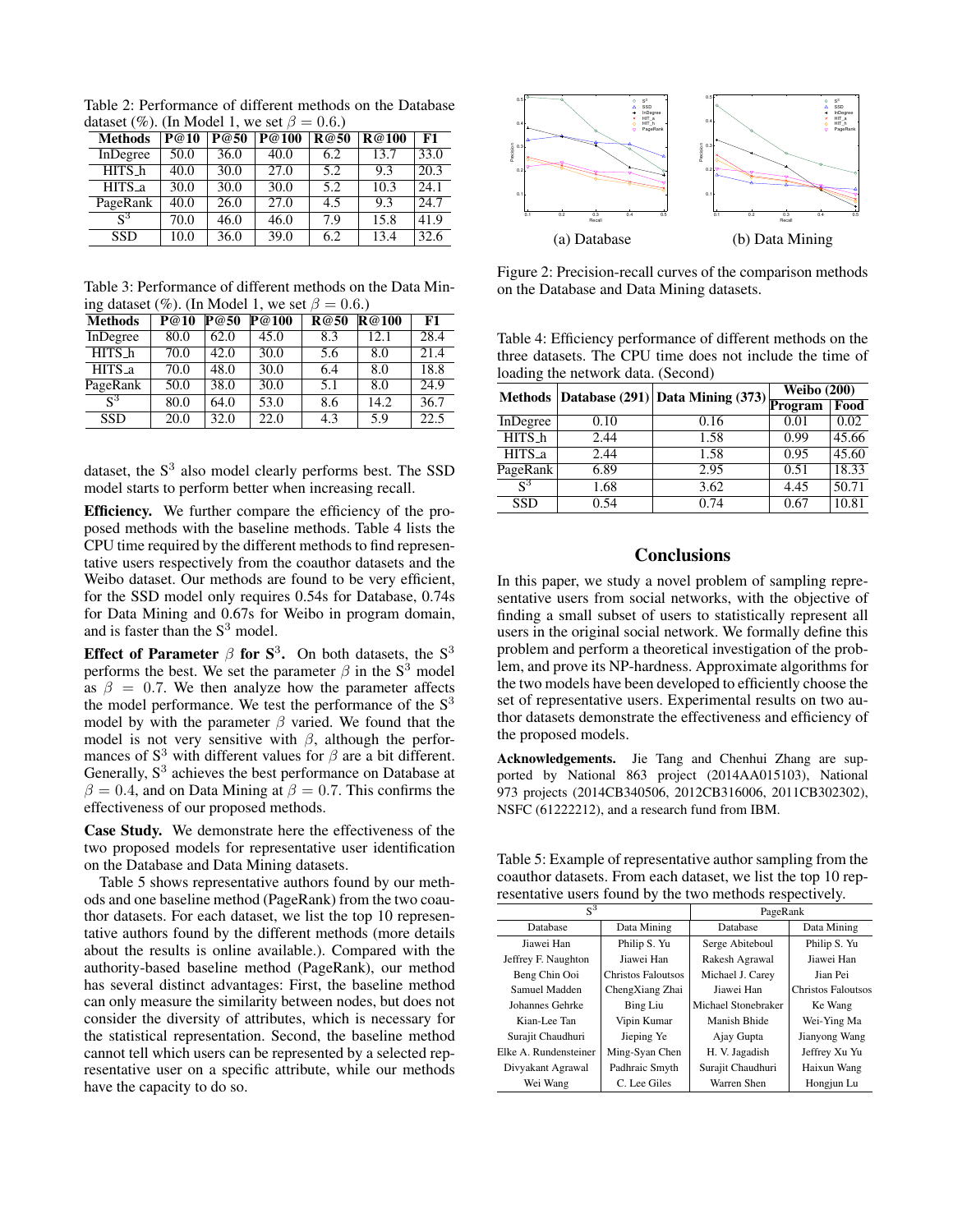Table 2: Performance of different methods on the Database dataset (%). (In Model 1, we set $\beta = 0.6$.)

| Methods | P@10 | P@50 | P@100 | R@50 | R@100 | F1 |
|---|---|---|---|---|---|---|
| InDegree | 50.0 | 36.0 | 40.0 | 6.2 | 13.7 | 33.0 |
| HITS_h | 40.0 | 30.0 | 27.0 | 5.2 | 9.3 | 20.3 |
| HITS_a | 30.0 | 30.0 | 30.0 | 5.2 | 10.3 | 24.1 |
| PageRank | 40.0 | 26.0 | 27.0 | 4.5 | 9.3 | 24.7 |
| $S^3$ | 70.0 | 46.0 | 46.0 | 7.9 | 15.8 | 41.9 |
| SSD | 10.0 | 36.0 | 39.0 | 6.2 | 13.4 | 32.6 |

Table 3: Performance of different methods on the Data Mining dataset (%). (In Model 1, we set $\beta = 0.6$.)

| Methods | P@10 | P@50 | P@100 | R@50 | R@100 | F1 |
|---|---|---|---|---|---|---|
| InDegree | 80.0 | 62.0 | 45.0 | 8.3 | 12.1 | 28.4 |
| HITS_h | 70.0 | 42.0 | 30.0 | 5.6 | 8.0 | 21.4 |
| HITS_a | 70.0 | 48.0 | 30.0 | 6.4 | 8.0 | 18.8 |
| PageRank | 50.0 | 38.0 | 30.0 | 5.1 | 8.0 | 24.9 |
| $S^3$ | 80.0 | 64.0 | 53.0 | 8.6 | 14.2 | 36.7 |
| SSD | 20.0 | 32.0 | 22.0 | 4.3 | 5.9 | 22.5 |

dataset, the $S^3$ also model clearly performs best. The SSD model starts to perform better when increasing recall.

**Efficiency.** We further compare the efficiency of the proposed methods with the baseline methods. Table 4 lists the CPU time required by the different methods to find representative users respectively from the coauthor datasets and the Weibo dataset. Our methods are found to be very efficient, for the SSD model only requires 0.54s for Database, 0.74s for Data Mining and 0.67s for Weibo in program domain, and is faster than the $S^3$ model.

**Effect of Parameter $\beta$ for $S^3$.** On both datasets, the $S^3$ performs the best. We set the parameter $\beta$ in the $S^3$ model as $\beta = 0.7$. We then analyze how the parameter affects the model performance. We test the performance of the $S^3$ model by with the parameter $\beta$ varied. We found that the model is not very sensitive with $\beta$, although the performances of $S^3$ with different values for $\beta$ are a bit different. Generally, $S^3$ achieves the best performance on Database at $\beta = 0.4$, and on Data Mining at $\beta = 0.7$. This confirms the effectiveness of our proposed methods.

**Case Study.** We demonstrate here the effectiveness of the two proposed models for representative user identification on the Database and Data Mining datasets.

Table 5 shows representative authors found by our methods and one baseline method (PageRank) from the two coauthor datasets. For each dataset, we list the top 10 representative authors found by the different methods (more details about the results is online available.). Compared with the authority-based baseline method (PageRank), our method has several distinct advantages: First, the baseline method can only measure the similarity between nodes, but does not consider the diversity of attributes, which is necessary for the statistical representation. Second, the baseline method cannot tell which users can be represented by a selected representative user on a specific attribute, while our methods have the capacity to do so.

(a) Database (b) Data Mining

Figure 2: Precision-recall curves of the comparison methods on the Database and Data Mining datasets.

Table 4: Efficiency performance of different methods on the three datasets. The CPU time does not include the time of loading the network data. (Second)

| Methods | Database (291) | Data Mining (373) | Weibo (200) | |
|---|---|---|---|---|
| | | | Program | Food |
| InDegree | 0.10 | 0.16 | 0.01 | 0.02 |
| HITS_h | 2.44 | 1.58 | 0.99 | 45.66 |
| HITS_a | 2.44 | 1.58 | 0.95 | 45.60 |
| PageRank | 6.89 | 2.95 | 0.51 | 18.33 |
| $S^3$ | 1.68 | 3.62 | 4.45 | 50.71 |
| SSD | 0.54 | 0.74 | 0.67 | 10.81 |

## Conclusions

In this paper, we study a novel problem of sampling representative users from social networks, with the objective of finding a small subset of users to statistically represent all users in the original social network. We formally define this problem and perform a theoretical investigation of the problem, and prove its NP-hardness. Approximate algorithms for the two models have been developed to efficiently choose the set of representative users. Experimental results on two author datasets demonstrate the effectiveness and efficiency of the proposed models.

**Acknowledgements.** Jie Tang and Chenhui Zhang are supported by National 863 project (2014AA015103), National 973 projects (2014CB340506, 2012CB316006, 2011CB302302), NSFC (61222212), and a research fund from IBM.

Table 5: Example of representative author sampling from the coauthor datasets. From each dataset, we list the top 10 representative users found by the two methods respectively.

| $S^3$ | | PageRank | |
|---|---|---|---|
| Database | Data Mining | Database | Data Mining |
| Jiawei Han | Philip S. Yu | Serge Abiteboul | Philip S. Yu |
| Jeffrey F. Naughton | Jiawei Han | Rakesh Agrawal | Jiawei Han |
| Beng Chin Ooi | Christos Faloutsos | Michael J. Carey | Jian Pei |
| Samuel Madden | ChengXiang Zhai | Jiawei Han | Christos Faloutsos |
| Johannes Gehrke | Bing Liu | Michael Stonebraker | Ke Wang |
| Kian-Lee Tan | Vipin Kumar | Manish Bhide | Wei-Ying Ma |
| Surajit Chaudhuri | Jieping Ye | Ajay Gupta | Jianyong Wang |
| Elke A. Rundensteiner | Ming-Syan Chen | H. V. Jagadish | Jeffrey Xu Yu |
| Divyakant Agrawal | Padhraic Smyth | Surajit Chaudhuri | Haixun Wang |
| Wei Wang | C. Lee Giles | Warren Shen | Hongjun Lu |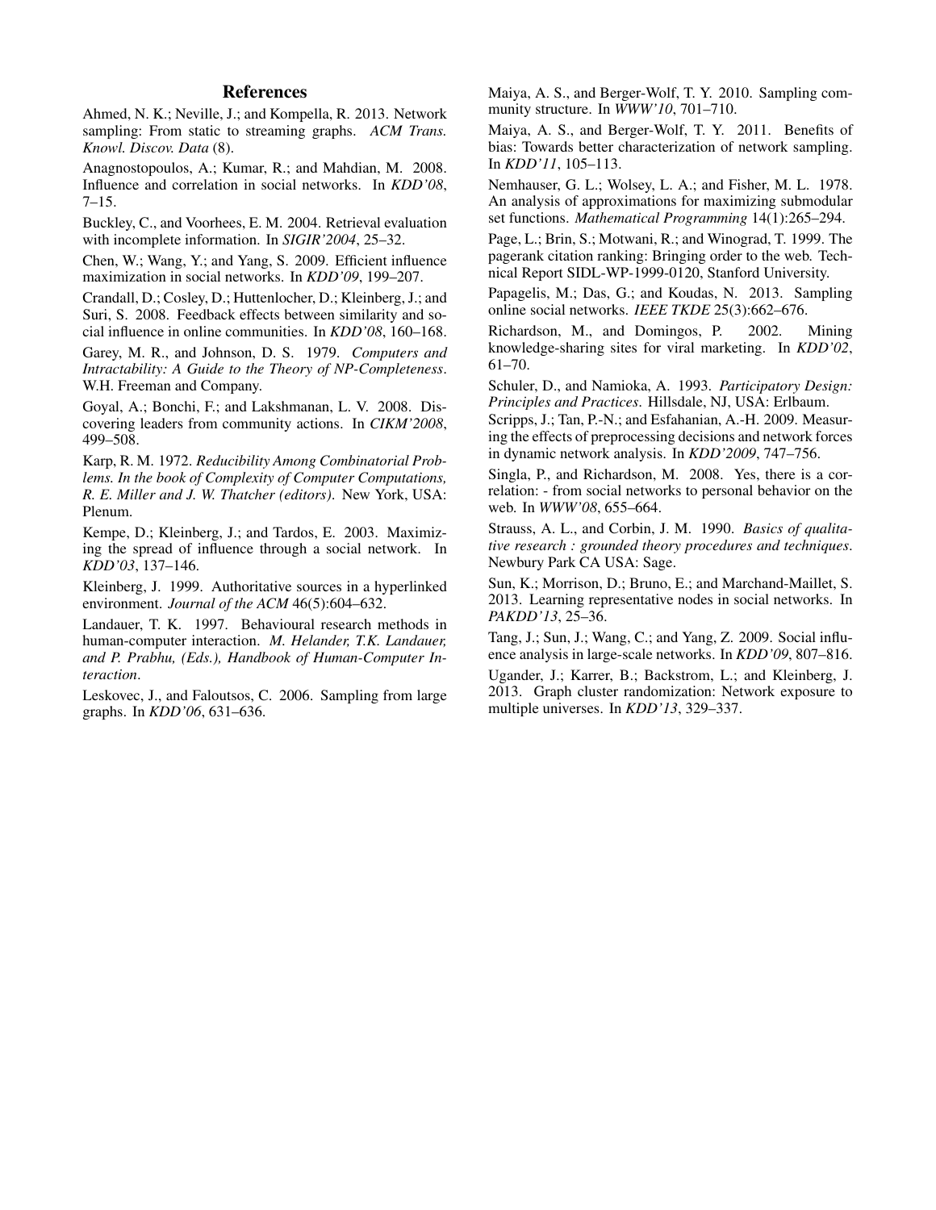## References

Ahmed, N. K.; Neville, J.; and Kompella, R. 2013. Network sampling: From static to streaming graphs. *ACM Trans. Knowl. Discov. Data* (8).

Anagnostopoulos, A.; Kumar, R.; and Mahdian, M. 2008. Influence and correlation in social networks. In *KDD'08*, 7–15.

Buckley, C., and Voorhees, E. M. 2004. Retrieval evaluation with incomplete information. In *SIGIR'2004*, 25–32.

Chen, W.; Wang, Y.; and Yang, S. 2009. Efficient influence maximization in social networks. In *KDD'09*, 199–207.

Crandall, D.; Cosley, D.; Huttenlocher, D.; Kleinberg, J.; and Suri, S. 2008. Feedback effects between similarity and social influence in online communities. In *KDD'08*, 160–168.

Garey, M. R., and Johnson, D. S. 1979. *Computers and Intractability: A Guide to the Theory of NP-Completeness*. W.H. Freeman and Company.

Goyal, A.; Bonchi, F.; and Lakshmanan, L. V. 2008. Discovering leaders from community actions. In *CIKM'2008*, 499–508.

Karp, R. M. 1972. *Reducibility Among Combinatorial Problems. In the book of Complexity of Computer Computations, R. E. Miller and J. W. Thatcher (editors)*. New York, USA: Plenum.

Kempe, D.; Kleinberg, J.; and Tardos, E. 2003. Maximizing the spread of influence through a social network. In *KDD'03*, 137–146.

Kleinberg, J. 1999. Authoritative sources in a hyperlinked environment. *Journal of the ACM* 46(5):604–632.

Landauer, T. K. 1997. Behavioural research methods in human-computer interaction. *M. Helander, T.K. Landauer, and P. Prabhu, (Eds.), Handbook of Human-Computer Interaction*.

Leskovec, J., and Faloutsos, C. 2006. Sampling from large graphs. In *KDD'06*, 631–636.

Maiya, A. S., and Berger-Wolf, T. Y. 2010. Sampling community structure. In *WWW'10*, 701–710.

Maiya, A. S., and Berger-Wolf, T. Y. 2011. Benefits of bias: Towards better characterization of network sampling. In *KDD'11*, 105–113.

Nemhauser, G. L.; Wolsey, L. A.; and Fisher, M. L. 1978. An analysis of approximations for maximizing submodular set functions. *Mathematical Programming* 14(1):265–294.

Page, L.; Brin, S.; Motwani, R.; and Winograd, T. 1999. The pagerank citation ranking: Bringing order to the web. Technical Report SIDL-WP-1999-0120, Stanford University.

Papagelis, M.; Das, G.; and Koudas, N. 2013. Sampling online social networks. *IEEE TKDE* 25(3):662–676.

Richardson, M., and Domingos, P. 2002. Mining knowledge-sharing sites for viral marketing. In *KDD'02*, 61–70.

Schuler, D., and Namioka, A. 1993. *Participatory Design: Principles and Practices*. Hillsdale, NJ, USA: Erlbaum.

Scripps, J.; Tan, P.-N.; and Esfahanian, A.-H. 2009. Measuring the effects of preprocessing decisions and network forces in dynamic network analysis. In *KDD'2009*, 747–756.

Singla, P., and Richardson, M. 2008. Yes, there is a correlation: - from social networks to personal behavior on the web. In *WWW'08*, 655–664.

Strauss, A. L., and Corbin, J. M. 1990. *Basics of qualitative research : grounded theory procedures and techniques*. Newbury Park CA USA: Sage.

Sun, K.; Morrison, D.; Bruno, E.; and Marchand-Maillet, S. 2013. Learning representative nodes in social networks. In *PAKDD'13*, 25–36.

Tang, J.; Sun, J.; Wang, C.; and Yang, Z. 2009. Social influence analysis in large-scale networks. In *KDD'09*, 807–816.

Ugander, J.; Karrer, B.; Backstrom, L.; and Kleinberg, J. 2013. Graph cluster randomization: Network exposure to multiple universes. In *KDD'13*, 329–337.